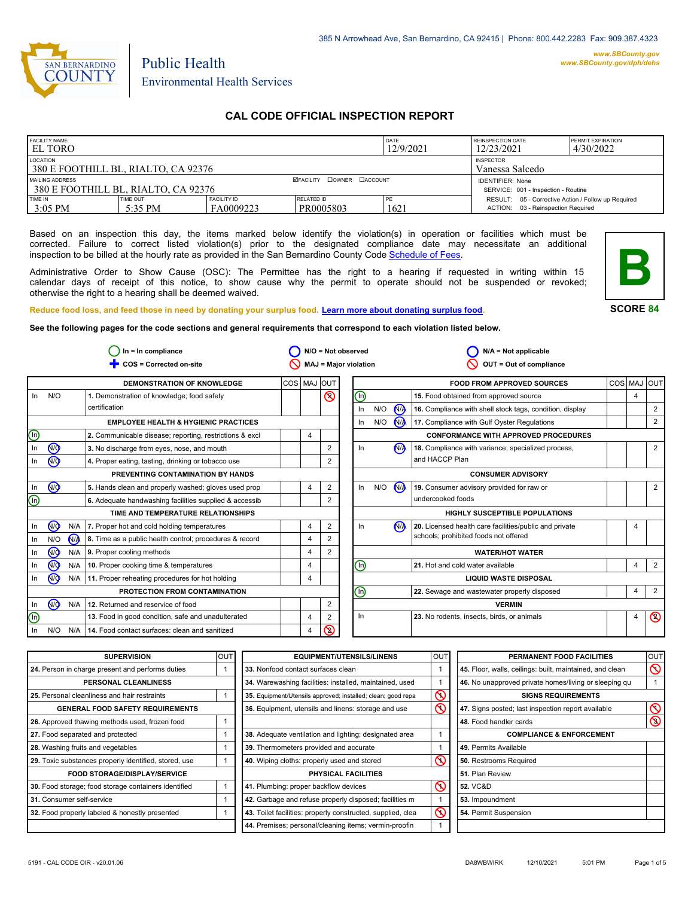385 N Arrowhead Ave, San Bernardino, CA 92415 | Phone: 800.442.2283 Fax: 909.387.4323

SAN BERNARDINO COUNTY

Public Health
Environmental Health Services

www.SBCounty.gov
www.SBCounty.gov/dph/dehs

# CAL CODE OFFICIAL INSPECTION REPORT

| FACILITY NAME | | | | DATE | REINSPECTION DATE | PERMIT EXPIRATION |
|---|---|---|---|---|---|---|
| EL TORO | | | | 12/9/2021 | 12/23/2021 | 4/30/2022 |
| LOCATION: 380 E FOOTHILL BL, RIALTO, CA 92376 | | | | | INSPECTOR: Vanessa Salcedo | |
| MAILING ADDRESS: 380 E FOOTHILL BL, RIALTO, CA 92376 | | | ☑FACILITY ☐OWNER ☐ACCOUNT | | IDENTIFIER: None<br>SERVICE: 001 - Inspection - Routine | |
| TIME IN | TIME OUT | FACILITY ID | RELATED ID | PE | RESULT: 05 - Corrective Action / Follow up Required<br>ACTION: 03 - Reinspection Required | |
| 3:05 PM | 5:35 PM | FA0009223 | PR0005803 | 1621 | | |

Based on an inspection this day, the items marked below identify the violation(s) in operation or facilities which must be corrected. Failure to correct listed violation(s) prior to the designated compliance date may necessitate an additional inspection to be billed at the hourly rate as provided in the San Bernardino County Code Schedule of Fees.

Administrative Order to Show Cause (OSC): The Permittee has the right to a hearing if requested in writing within 15 calendar days of receipt of this notice, to show cause why the permit to operate should not be suspended or revoked; otherwise the right to a hearing shall be deemed waived.

**B**

**SCORE 84**

Reduce food loss, and feed those in need by donating your surplus food. Learn more about donating surplus food.

**See the following pages for the code sections and general requirements that correspond to each violation listed below.**

In = In compliance | N/O = Not observed | N/A = Not applicable
COS = Corrected on-site | MAJ = Major violation | OUT = Out of compliance

| | | | DEMONSTRATION OF KNOWLEDGE | COS | MAJ | OUT |
|---|---|---|---|---|---|---|
| In | N/O | | 1. Demonstration of knowledge; food safety certification | | | ⊘2 |
| | | | **EMPLOYEE HEALTH & HYGIENIC PRACTICES** | | | |
| (In) | | | 2. Communicable disease; reporting, restrictions & excl | | 4 | |
| In | (N/O) | | 3. No discharge from eyes, nose, and mouth | | | 2 |
| In | (N/O) | | 4. Proper eating, tasting, drinking or tobacco use | | | 2 |
| | | | **PREVENTING CONTAMINATION BY HANDS** | | | |
| In | (N/O) | | 5. Hands clean and properly washed; gloves used prop | | 4 | 2 |
| (In) | | | 6. Adequate handwashing facilities supplied & accessib | | | 2 |
| | | | **TIME AND TEMPERATURE RELATIONSHIPS** | | | |
| In | (N/O) | N/A | 7. Proper hot and cold holding temperatures | | 4 | 2 |
| In | N/O | (N/A) | 8. Time as a public health control; procedures & record | | 4 | 2 |
| In | (N/O) | N/A | 9. Proper cooling methods | | 4 | 2 |
| In | (N/O) | N/A | 10. Proper cooking time & temperatures | | 4 | |
| In | (N/O) | N/A | 11. Proper reheating procedures for hot holding | | 4 | |
| | | | **PROTECTION FROM CONTAMINATION** | | | |
| In | (N/O) | N/A | 12. Returned and reservice of food | | | 2 |
| (In) | | | 13. Food in good condition, safe and unadulterated | | 4 | 2 |
| In | N/O | N/A | 14. Food contact surfaces: clean and sanitized | | 4 | ⊘2 |

| | | | FOOD FROM APPROVED SOURCES | COS | MAJ | OUT |
|---|---|---|---|---|---|---|
| (In) | | | 15. Food obtained from approved source | | 4 | |
| In | N/O | (N/A) | 16. Compliance with shell stock tags, condition, display | | | 2 |
| In | N/O | (N/A) | 17. Compliance with Gulf Oyster Regulations | | | 2 |
| | | | **CONFORMANCE WITH APPROVED PROCEDURES** | | | |
| In | | (N/A) | 18. Compliance with variance, specialized process, and HACCP Plan | | | 2 |
| | | | **CONSUMER ADVISORY** | | | |
| In | N/O | (N/A) | 19. Consumer advisory provided for raw or undercooked foods | | | 2 |
| | | | **HIGHLY SUSCEPTIBLE POPULATIONS** | | | |
| In | | (N/A) | 20. Licensed health care facilities/public and private schools; prohibited foods not offered | | 4 | |
| | | | **WATER/HOT WATER** | | | |
| (In) | | | 21. Hot and cold water available | | 4 | 2 |
| | | | **LIQUID WASTE DISPOSAL** | | | |
| (In) | | | 22. Sewage and wastewater properly disposed | | 4 | 2 |
| | | | **VERMIN** | | | |
| In | | | 23. No rodents, insects, birds, or animals | | 4 | ⊘2 |

| SUPERVISION | OUT |
|---|---|
| 24. Person in charge present and performs duties | 1 |
| **PERSONAL CLEANLINESS** | |
| 25. Personal cleanliness and hair restraints | 1 |
| **GENERAL FOOD SAFETY REQUIREMENTS** | |
| 26. Approved thawing methods used, frozen food | 1 |
| 27. Food separated and protected | 1 |
| 28. Washing fruits and vegetables | 1 |
| 29. Toxic substances properly identified, stored, use | 1 |
| **FOOD STORAGE/DISPLAY/SERVICE** | |
| 30. Food storage; food storage containers identified | 1 |
| 31. Consumer self-service | 1 |
| 32. Food properly labeled & honestly presented | 1 |

| EQUIPMENT/UTENSILS/LINENS | OUT |
|---|---|
| 33. Nonfood contact surfaces clean | 1 |
| 34. Warewashing facilities: installed, maintained, used | 1 |
| 35. Equipment/Utensils approved; installed; clean; good repa | ⊘1 |
| 36. Equipment, utensils and linens: storage and use | ⊘1 |
| 38. Adequate ventilation and lighting; designated area | 1 |
| 39. Thermometers provided and accurate | 1 |
| 40. Wiping cloths: properly used and stored | ⊘1 |
| **PHYSICAL FACILITIES** | |
| 41. Plumbing: proper backflow devices | ⊘1 |
| 42. Garbage and refuse properly disposed; facilities m | 1 |
| 43. Toilet facilities: properly constructed, supplied, clea | ⊘1 |
| 44. Premises; personal/cleaning items; vermin-proofin | 1 |

| PERMANENT FOOD FACILITIES | OUT |
|---|---|
| 45. Floor, walls, ceilings: built, maintained, and clean | ⊘1 |
| 46. No unapproved private homes/living or sleeping qu | 1 |
| **SIGNS REQUIREMENTS** | |
| 47. Signs posted; last inspection report available | ⊘1 |
| 48. Food handler cards | ⊘3 |
| **COMPLIANCE & ENFORCEMENT** | |
| 49. Permits Available | |
| 50. Restrooms Required | |
| 51. Plan Review | |
| 52. VC&D | |
| 53. Impoundment | |
| 54. Permit Suspension | |

5191 - CAL CODE OIR - v20.01.06 DA8WBWIRK 12/10/2021 5:01 PM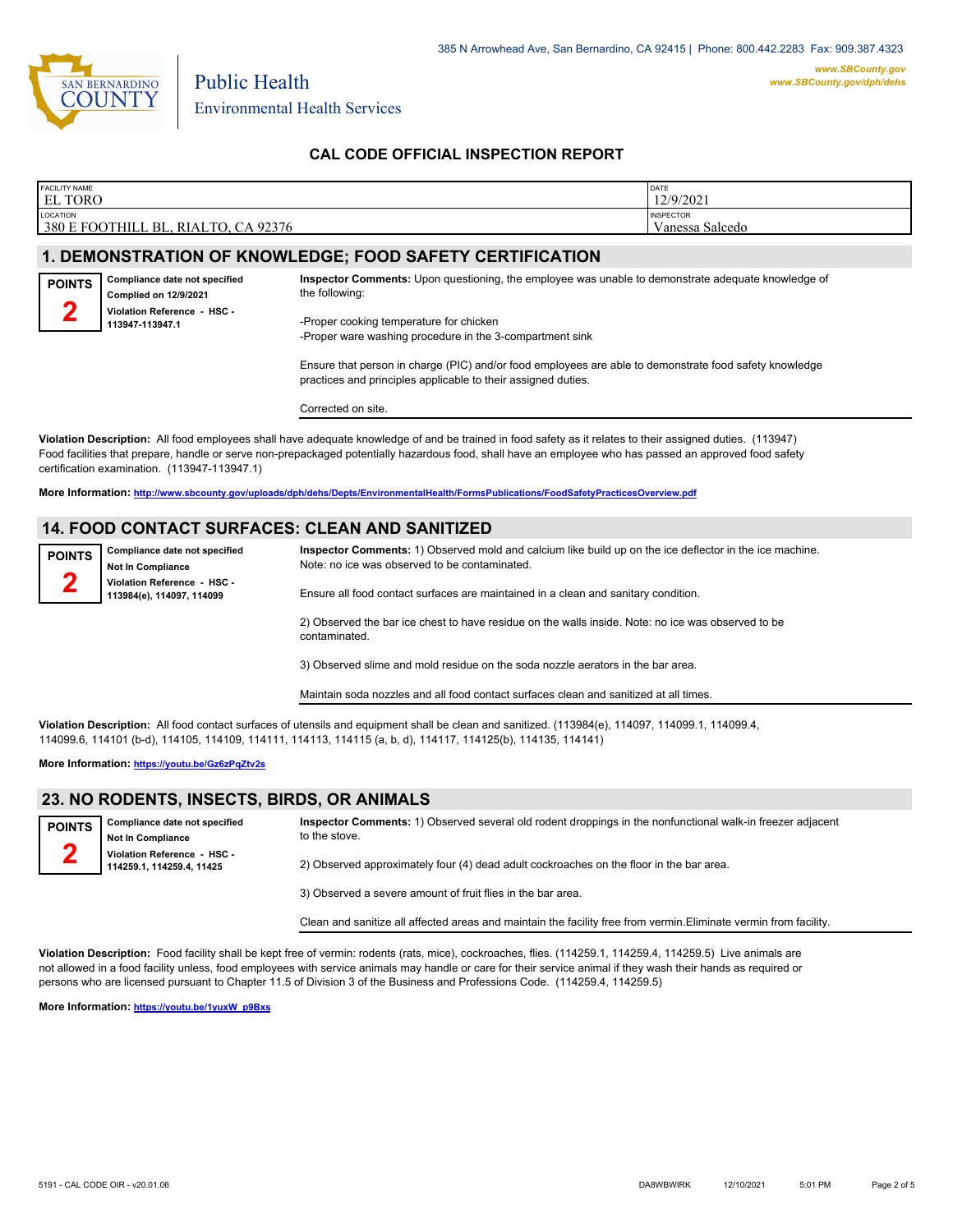385 N Arrowhead Ave, San Bernardino, CA 92415 | Phone: 800.442.2283 Fax: 909.387.4323

***www.SBCounty.gov***
***www.SBCounty.gov/dph/dehs***

Public Health
Environmental Health Services

## CAL CODE OFFICIAL INSPECTION REPORT

| FACILITY NAME | DATE |
|---|---|
| EL TORO | 12/9/2021 |
| **LOCATION** | **INSPECTOR** |
| 380 E FOOTHILL BL, RIALTO, CA 92376 | Vanessa Salcedo |

## 1. DEMONSTRATION OF KNOWLEDGE; FOOD SAFETY CERTIFICATION

**POINTS 2**

**Compliance date not specified**
**Complied on 12/9/2021**
**Violation Reference - HSC - 113947-113947.1**

**Inspector Comments:** Upon questioning, the employee was unable to demonstrate adequate knowledge of the following:

-Proper cooking temperature for chicken
-Proper ware washing procedure in the 3-compartment sink

Ensure that person in charge (PIC) and/or food employees are able to demonstrate food safety knowledge practices and principles applicable to their assigned duties.

Corrected on site.

**Violation Description:** All food employees shall have adequate knowledge of and be trained in food safety as it relates to their assigned duties. (113947) Food facilities that prepare, handle or serve non-prepackaged potentially hazardous food, shall have an employee who has passed an approved food safety certification examination. (113947-113947.1)

**More Information: http://www.sbcounty.gov/uploads/dph/dehs/Depts/EnvironmentalHealth/FormsPublications/FoodSafetyPracticesOverview.pdf**

## 14. FOOD CONTACT SURFACES: CLEAN AND SANITIZED

**POINTS 2**

**Compliance date not specified**
**Not In Compliance**
**Violation Reference - HSC - 113984(e), 114097, 114099**

**Inspector Comments:** 1) Observed mold and calcium like build up on the ice deflector in the ice machine. Note: no ice was observed to be contaminated.

Ensure all food contact surfaces are maintained in a clean and sanitary condition.

2) Observed the bar ice chest to have residue on the walls inside. Note: no ice was observed to be contaminated.

3) Observed slime and mold residue on the soda nozzle aerators in the bar area.

Maintain soda nozzles and all food contact surfaces clean and sanitized at all times.

**Violation Description:** All food contact surfaces of utensils and equipment shall be clean and sanitized. (113984(e), 114097, 114099.1, 114099.4, 114099.6, 114101 (b-d), 114105, 114109, 114111, 114113, 114115 (a, b, d), 114117, 114125(b), 114135, 114141)

**More Information: https://youtu.be/Gz6zPqZtv2s**

## 23. NO RODENTS, INSECTS, BIRDS, OR ANIMALS

**POINTS 2**

**Compliance date not specified**
**Not In Compliance**
**Violation Reference - HSC - 114259.1, 114259.4, 11425**

**Inspector Comments:** 1) Observed several old rodent droppings in the nonfunctional walk-in freezer adjacent to the stove.

2) Observed approximately four (4) dead adult cockroaches on the floor in the bar area.

3) Observed a severe amount of fruit flies in the bar area.

Clean and sanitize all affected areas and maintain the facility free from vermin.Eliminate vermin from facility.

**Violation Description:** Food facility shall be kept free of vermin: rodents (rats, mice), cockroaches, flies. (114259.1, 114259.4, 114259.5) Live animals are not allowed in a food facility unless, food employees with service animals may handle or care for their service animal if they wash their hands as required or persons who are licensed pursuant to Chapter 11.5 of Division 3 of the Business and Professions Code. (114259.4, 114259.5)

**More Information: https://youtu.be/1yuxW_p9Bxs**

5191 - CAL CODE OIR - v20.01.06 DA8WBWIRK 12/10/2021 5:01 PM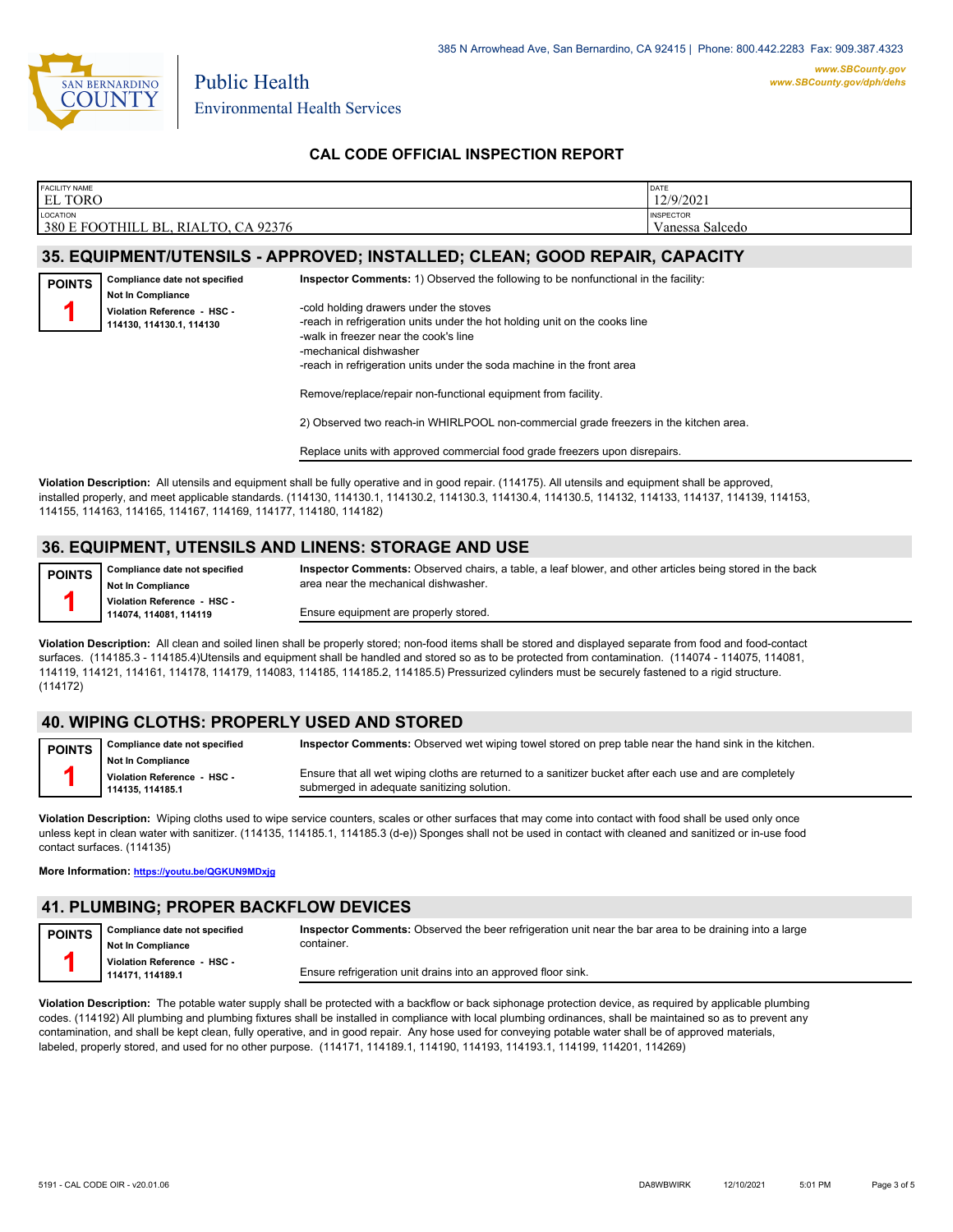385 N Arrowhead Ave, San Bernardino, CA 92415 | Phone: 800.442.2283 Fax: 909.387.4323

***www.SBCounty.gov***
***www.SBCounty.gov/dph/dehs***

Public Health
Environmental Health Services

## CAL CODE OFFICIAL INSPECTION REPORT

| FACILITY NAME | DATE |
|---|---|
| EL TORO | 12/9/2021 |
| **LOCATION** | **INSPECTOR** |
| 380 E FOOTHILL BL, RIALTO, CA 92376 | Vanessa Salcedo |

## 35. EQUIPMENT/UTENSILS - APPROVED; INSTALLED; CLEAN; GOOD REPAIR, CAPACITY

**POINTS 1**

**Compliance date not specified**
**Not In Compliance**
**Violation Reference - HSC - 114130, 114130.1, 114130**

**Inspector Comments:** 1) Observed the following to be nonfunctional in the facility:

-cold holding drawers under the stoves
-reach in refrigeration units under the hot holding unit on the cooks line
-walk in freezer near the cook's line
-mechanical dishwasher
-reach in refrigeration units under the soda machine in the front area

Remove/replace/repair non-functional equipment from facility.

2) Observed two reach-in WHIRLPOOL non-commercial grade freezers in the kitchen area.

Replace units with approved commercial food grade freezers upon disrepairs.

**Violation Description:** All utensils and equipment shall be fully operative and in good repair. (114175). All utensils and equipment shall be approved, installed properly, and meet applicable standards. (114130, 114130.1, 114130.2, 114130.3, 114130.4, 114130.5, 114132, 114133, 114137, 114139, 114153, 114155, 114163, 114165, 114167, 114169, 114177, 114180, 114182)

## 36. EQUIPMENT, UTENSILS AND LINENS: STORAGE AND USE

**POINTS 1**

**Compliance date not specified**
**Not In Compliance**
**Violation Reference - HSC - 114074, 114081, 114119**

**Inspector Comments:** Observed chairs, a table, a leaf blower, and other articles being stored in the back area near the mechanical dishwasher.

Ensure equipment are properly stored.

**Violation Description:** All clean and soiled linen shall be properly stored; non-food items shall be stored and displayed separate from food and food-contact surfaces. (114185.3 - 114185.4)Utensils and equipment shall be handled and stored so as to be protected from contamination. (114074 - 114075, 114081, 114119, 114121, 114161, 114178, 114179, 114083, 114185, 114185.2, 114185.5) Pressurized cylinders must be securely fastened to a rigid structure. (114172)

## 40. WIPING CLOTHS: PROPERLY USED AND STORED

**POINTS 1**

**Compliance date not specified**
**Not In Compliance**
**Violation Reference - HSC - 114135, 114185.1**

**Inspector Comments:** Observed wet wiping towel stored on prep table near the hand sink in the kitchen.

Ensure that all wet wiping cloths are returned to a sanitizer bucket after each use and are completely submerged in adequate sanitizing solution.

**Violation Description:** Wiping cloths used to wipe service counters, scales or other surfaces that may come into contact with food shall be used only once unless kept in clean water with sanitizer. (114135, 114185.1, 114185.3 (d-e)) Sponges shall not be used in contact with cleaned and sanitized or in-use food contact surfaces. (114135)

**More Information:** https://youtu.be/QGKUN9MDxjg

## 41. PLUMBING; PROPER BACKFLOW DEVICES

**POINTS 1**

**Compliance date not specified**
**Not In Compliance**
**Violation Reference - HSC - 114171, 114189.1**

**Inspector Comments:** Observed the beer refrigeration unit near the bar area to be draining into a large container.

Ensure refrigeration unit drains into an approved floor sink.

**Violation Description:** The potable water supply shall be protected with a backflow or back siphonage protection device, as required by applicable plumbing codes. (114192) All plumbing and plumbing fixtures shall be installed in compliance with local plumbing ordinances, shall be maintained so as to prevent any contamination, and shall be kept clean, fully operative, and in good repair. Any hose used for conveying potable water shall be of approved materials, labeled, properly stored, and used for no other purpose. (114171, 114189.1, 114190, 114193, 114193.1, 114199, 114201, 114269)

5191 - CAL CODE OIR - v20.01.06 DA8WBWIRK 12/10/2021 5:01 PM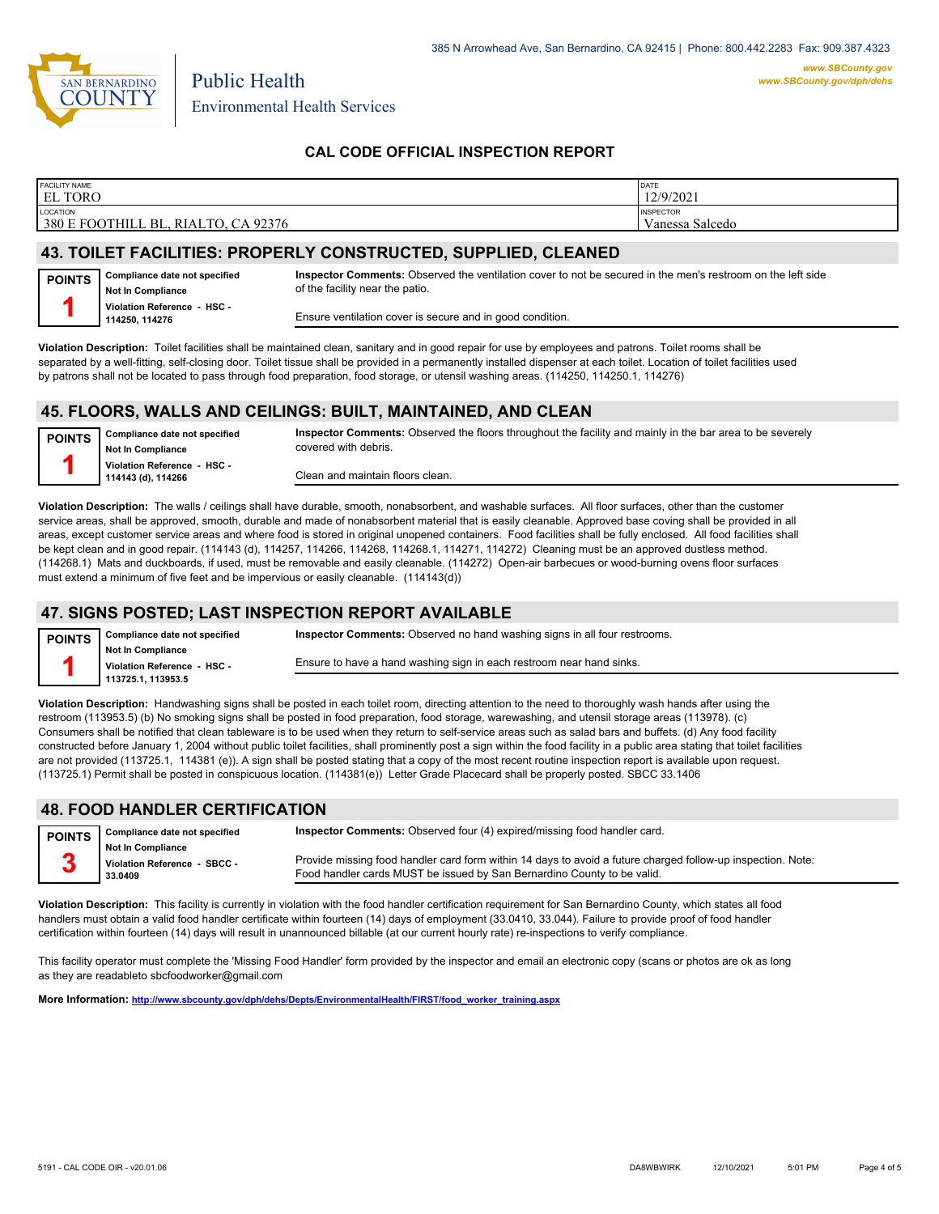## CAL CODE OFFICIAL INSPECTION REPORT

| FACILITY NAME | DATE |
| --- | --- |
| EL TORO | 12/9/2021 |
| **LOCATION** | **INSPECTOR** |
| 380 E FOOTHILL BL, RIALTO, CA 92376 | Vanessa Salcedo |

## 43. TOILET FACILITIES: PROPERLY CONSTRUCTED, SUPPLIED, CLEANED

**POINTS 1**

**Compliance date not specified**
**Not In Compliance**
**Violation Reference - HSC - 114250, 114276**

**Inspector Comments:** Observed the ventilation cover to not be secured in the men's restroom on the left side of the facility near the patio.

Ensure ventilation cover is secure and in good condition.

**Violation Description:** Toilet facilities shall be maintained clean, sanitary and in good repair for use by employees and patrons. Toilet rooms shall be separated by a well-fitting, self-closing door. Toilet tissue shall be provided in a permanently installed dispenser at each toilet. Location of toilet facilities used by patrons shall not be located to pass through food preparation, food storage, or utensil washing areas. (114250, 114250.1, 114276)

## 45. FLOORS, WALLS AND CEILINGS: BUILT, MAINTAINED, AND CLEAN

**POINTS 1**

**Compliance date not specified**
**Not In Compliance**
**Violation Reference - HSC - 114143 (d), 114266**

**Inspector Comments:** Observed the floors throughout the facility and mainly in the bar area to be severely covered with debris.

Clean and maintain floors clean.

**Violation Description:** The walls / ceilings shall have durable, smooth, nonabsorbent, and washable surfaces. All floor surfaces, other than the customer service areas, shall be approved, smooth, durable and made of nonabsorbent material that is easily cleanable. Approved base coving shall be provided in all areas, except customer service areas and where food is stored in original unopened containers. Food facilities shall be fully enclosed. All food facilities shall be kept clean and in good repair. (114143 (d), 114257, 114266, 114268, 114268.1, 114271, 114272) Cleaning must be an approved dustless method. (114268.1) Mats and duckboards, if used, must be removable and easily cleanable. (114272) Open-air barbecues or wood-burning ovens floor surfaces must extend a minimum of five feet and be impervious or easily cleanable. (114143(d))

## 47. SIGNS POSTED; LAST INSPECTION REPORT AVAILABLE

**POINTS 1**

**Compliance date not specified**
**Not In Compliance**
**Violation Reference - HSC - 113725.1, 113953.5**

**Inspector Comments:** Observed no hand washing signs in all four restrooms.

Ensure to have a hand washing sign in each restroom near hand sinks.

**Violation Description:** Handwashing signs shall be posted in each toilet room, directing attention to the need to thoroughly wash hands after using the restroom (113953.5) (b) No smoking signs shall be posted in food preparation, food storage, warewashing, and utensil storage areas (113978). (c) Consumers shall be notified that clean tableware is to be used when they return to self-service areas such as salad bars and buffets. (d) Any food facility constructed before January 1, 2004 without public toilet facilities, shall prominently post a sign within the food facility in a public area stating that toilet facilities are not provided (113725.1, 114381 (e)). A sign shall be posted stating that a copy of the most recent routine inspection report is available upon request. (113725.1) Permit shall be posted in conspicuous location. (114381(e)) Letter Grade Placecard shall be properly posted. SBCC 33.1406

## 48. FOOD HANDLER CERTIFICATION

**POINTS 3**

**Compliance date not specified**
**Not In Compliance**
**Violation Reference - SBCC - 33.0409**

**Inspector Comments:** Observed four (4) expired/missing food handler card.

Provide missing food handler card form within 14 days to avoid a future charged follow-up inspection. Note: Food handler cards MUST be issued by San Bernardino County to be valid.

**Violation Description:** This facility is currently in violation with the food handler certification requirement for San Bernardino County, which states all food handlers must obtain a valid food handler certificate within fourteen (14) days of employment (33.0410, 33.044). Failure to provide proof of food handler certification within fourteen (14) days will result in unannounced billable (at our current hourly rate) re-inspections to verify compliance.

This facility operator must complete the 'Missing Food Handler' form provided by the inspector and email an electronic copy (scans or photos are ok as long as they are readableto sbcfoodworker@gmail.com

**More Information:** http://www.sbcounty.gov/dph/dehs/Depts/EnvironmentalHealth/FIRST/food_worker_training.aspx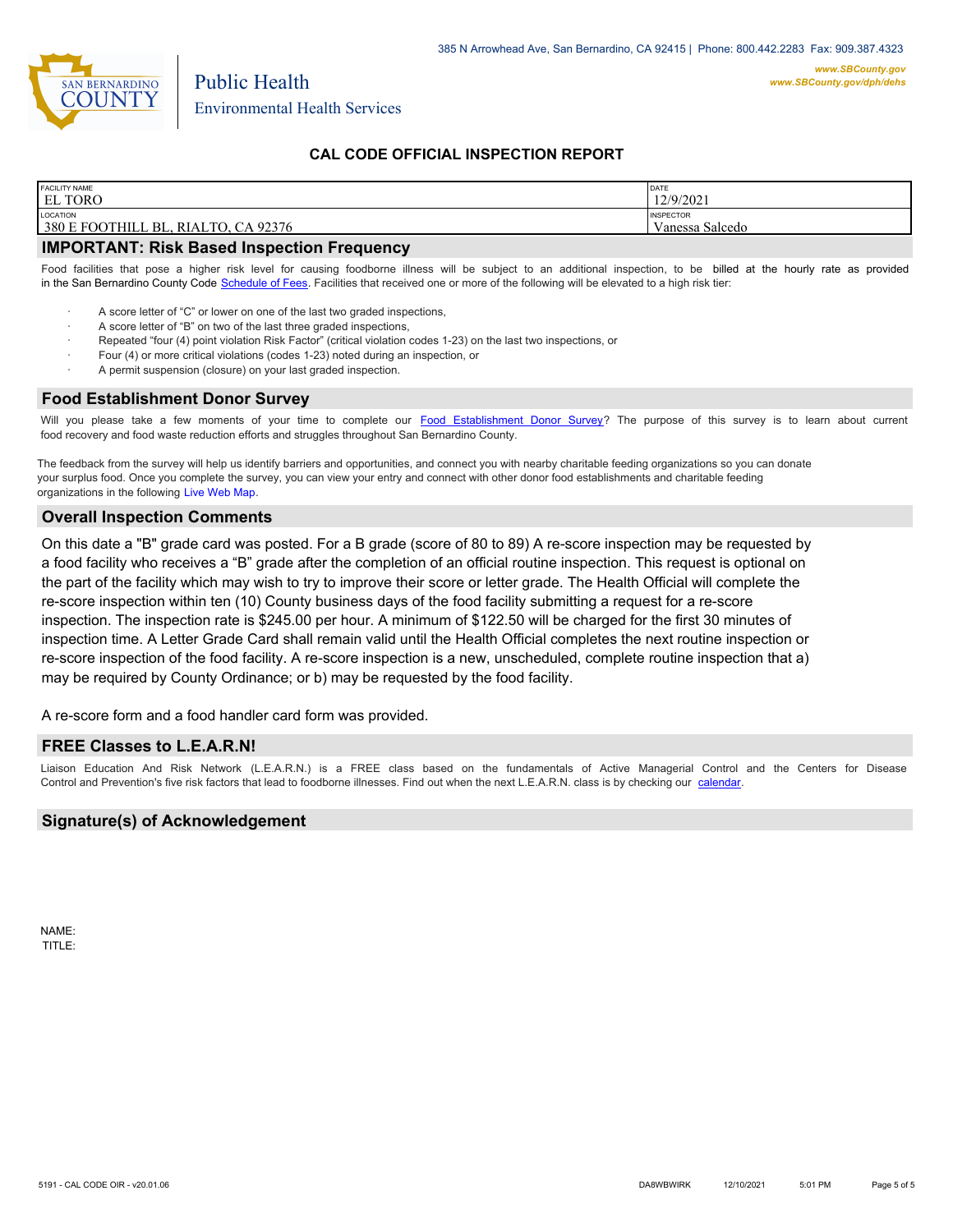385 N Arrowhead Ave, San Bernardino, CA 92415 | Phone: 800.442.2283 Fax: 909.387.4323

*www.SBCounty.gov*
*www.SBCounty.gov/dph/dehs*

Public Health
Environmental Health Services

## CAL CODE OFFICIAL INSPECTION REPORT

| FACILITY NAME | DATE |
|---|---|
| EL TORO | 12/9/2021 |
| **LOCATION** | **INSPECTOR** |
| 380 E FOOTHILL BL, RIALTO, CA 92376 | Vanessa Salcedo |

## IMPORTANT: Risk Based Inspection Frequency

Food facilities that pose a higher risk level for causing foodborne illness will be subject to an additional inspection, to be billed at the hourly rate as provided in the San Bernardino County Code Schedule of Fees. Facilities that received one or more of the following will be elevated to a high risk tier:

- A score letter of "C" or lower on one of the last two graded inspections,
- A score letter of "B" on two of the last three graded inspections,
- Repeated "four (4) point violation Risk Factor" (critical violation codes 1-23) on the last two inspections, or
- Four (4) or more critical violations (codes 1-23) noted during an inspection, or
- A permit suspension (closure) on your last graded inspection.

## Food Establishment Donor Survey

Will you please take a few moments of your time to complete our Food Establishment Donor Survey? The purpose of this survey is to learn about current food recovery and food waste reduction efforts and struggles throughout San Bernardino County.

The feedback from the survey will help us identify barriers and opportunities, and connect you with nearby charitable feeding organizations so you can donate your surplus food. Once you complete the survey, you can view your entry and connect with other donor food establishments and charitable feeding organizations in the following Live Web Map.

## Overall Inspection Comments

On this date a "B" grade card was posted. For a B grade (score of 80 to 89) A re-score inspection may be requested by a food facility who receives a "B" grade after the completion of an official routine inspection. This request is optional on the part of the facility which may wish to try to improve their score or letter grade. The Health Official will complete the re-score inspection within ten (10) County business days of the food facility submitting a request for a re-score inspection. The inspection rate is $245.00 per hour. A minimum of $122.50 will be charged for the first 30 minutes of inspection time. A Letter Grade Card shall remain valid until the Health Official completes the next routine inspection or re-score inspection of the food facility. A re-score inspection is a new, unscheduled, complete routine inspection that a) may be required by County Ordinance; or b) may be requested by the food facility.

A re-score form and a food handler card form was provided.

## FREE Classes to L.E.A.R.N!

Liaison Education And Risk Network (L.E.A.R.N.) is a FREE class based on the fundamentals of Active Managerial Control and the Centers for Disease Control and Prevention's five risk factors that lead to foodborne illnesses. Find out when the next L.E.A.R.N. class is by checking our calendar.

## Signature(s) of Acknowledgement

NAME:
TITLE:

5191 - CAL CODE OIR - v20.01.06 DA8WBWIRK 12/10/2021 5:01 PM